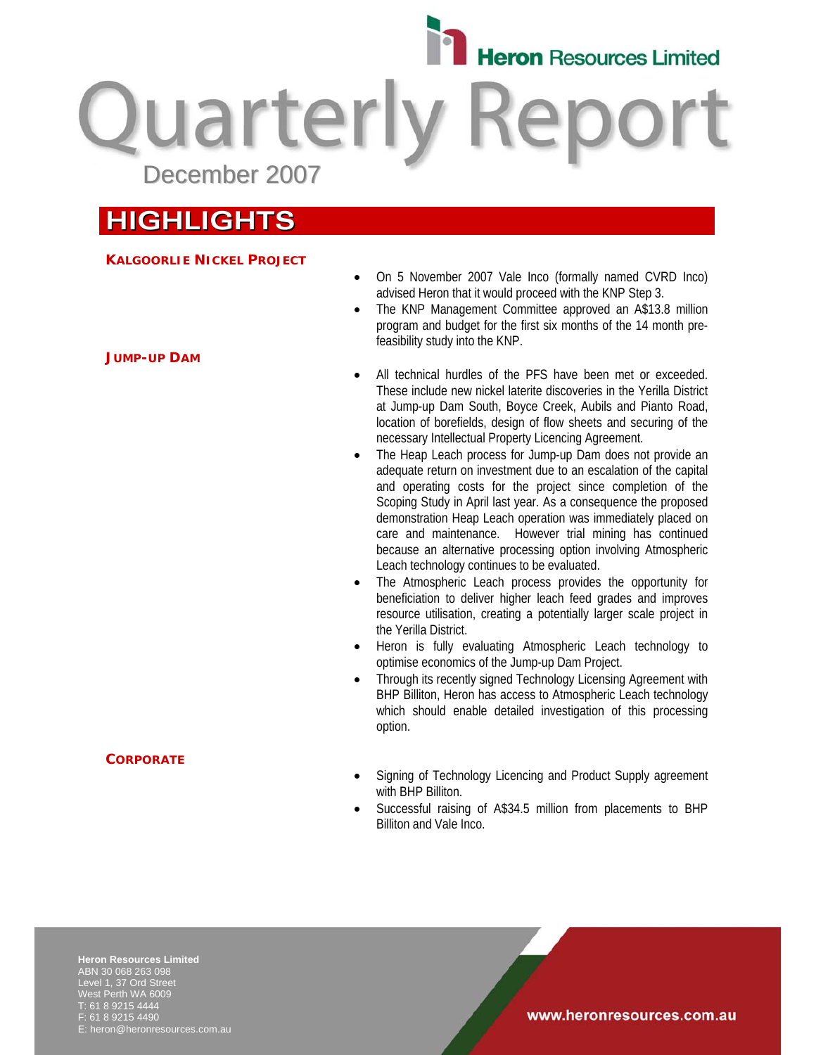# Heron Resources Limited

# Quarterly Report

December 2007

## HIGHLIGHTS

### KALGOORLIE NICKEL PROJECT

- On 5 November 2007 Vale Inco (formally named CVRD Inco) advised Heron that it would proceed with the KNP Step 3.
- The KNP Management Committee approved an A$13.8 million program and budget for the first six months of the 14 month pre-feasibility study into the KNP.

### JUMP-UP DAM

- All technical hurdles of the PFS have been met or exceeded. These include new nickel laterite discoveries in the Yerilla District at Jump-up Dam South, Boyce Creek, Aubils and Pianto Road, location of borefields, design of flow sheets and securing of the necessary Intellectual Property Licencing Agreement.
- The Heap Leach process for Jump-up Dam does not provide an adequate return on investment due to an escalation of the capital and operating costs for the project since completion of the Scoping Study in April last year. As a consequence the proposed demonstration Heap Leach operation was immediately placed on care and maintenance. However trial mining has continued because an alternative processing option involving Atmospheric Leach technology continues to be evaluated.
- The Atmospheric Leach process provides the opportunity for beneficiation to deliver higher leach feed grades and improves resource utilisation, creating a potentially larger scale project in the Yerilla District.
- Heron is fully evaluating Atmospheric Leach technology to optimise economics of the Jump-up Dam Project.
- Through its recently signed Technology Licensing Agreement with BHP Billiton, Heron has access to Atmospheric Leach technology which should enable detailed investigation of this processing option.

### CORPORATE

- Signing of Technology Licencing and Product Supply agreement with BHP Billiton.
- Successful raising of A$34.5 million from placements to BHP Billiton and Vale Inco.

**Heron Resources Limited**
ABN 30 068 263 098
Level 1, 37 Ord Street
West Perth WA 6009
T: 61 8 9215 4444
F: 61 8 9215 4490
E: heron@heronresources.com.au

www.heronresources.com.au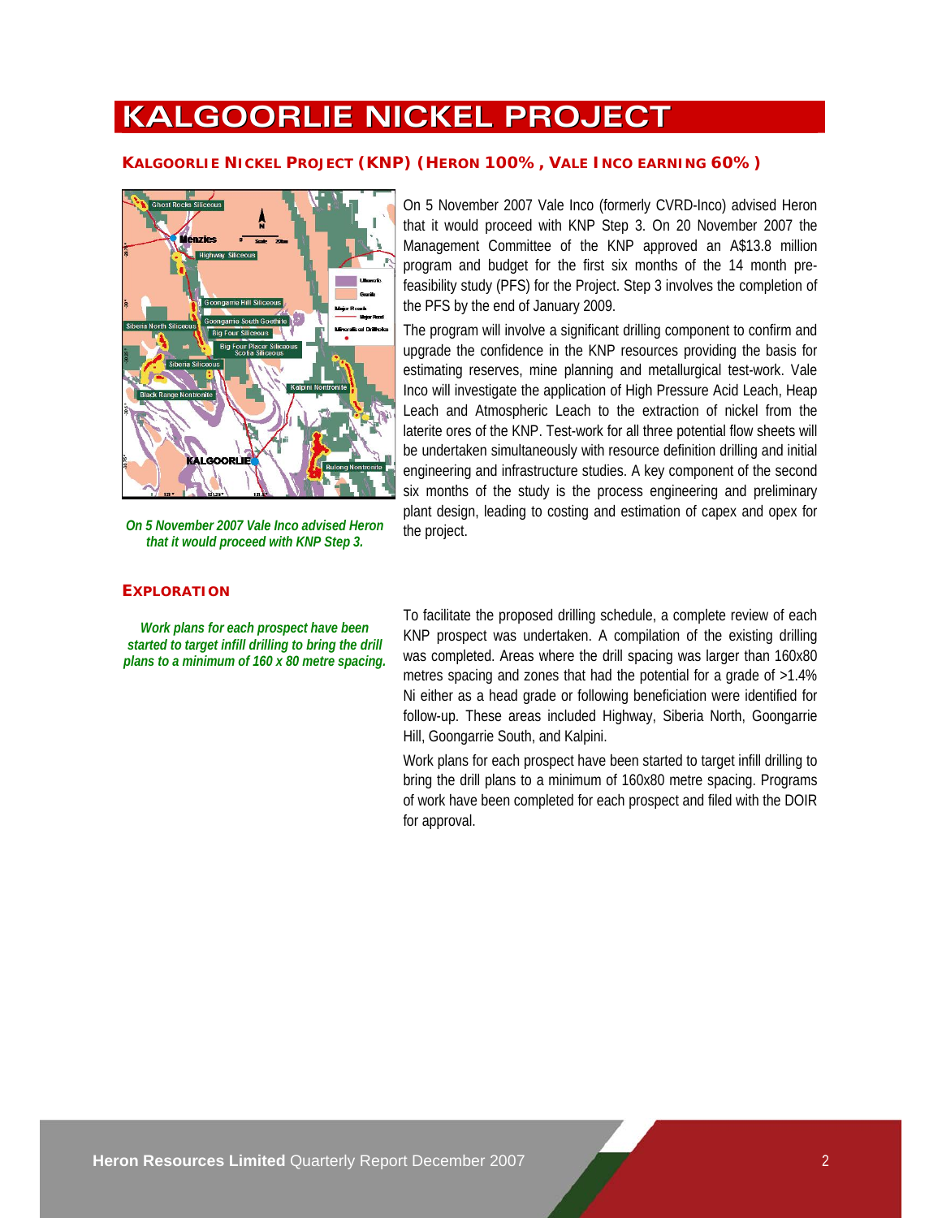# KALGOORLIE NICKEL PROJECT

## KALGOORLIE NICKEL PROJECT (KNP) (HERON 100%, VALE INCO EARNING 60%)

*On 5 November 2007 Vale Inco advised Heron that it would proceed with KNP Step 3.*

On 5 November 2007 Vale Inco (formerly CVRD-Inco) advised Heron that it would proceed with KNP Step 3. On 20 November 2007 the Management Committee of the KNP approved an A$13.8 million program and budget for the first six months of the 14 month pre-feasibility study (PFS) for the Project. Step 3 involves the completion of the PFS by the end of January 2009.

The program will involve a significant drilling component to confirm and upgrade the confidence in the KNP resources providing the basis for estimating reserves, mine planning and metallurgical test-work. Vale Inco will investigate the application of High Pressure Acid Leach, Heap Leach and Atmospheric Leach to the extraction of nickel from the laterite ores of the KNP. Test-work for all three potential flow sheets will be undertaken simultaneously with resource definition drilling and initial engineering and infrastructure studies. A key component of the second six months of the study is the process engineering and preliminary plant design, leading to costing and estimation of capex and opex for the project.

### EXPLORATION

*Work plans for each prospect have been started to target infill drilling to bring the drill plans to a minimum of 160 x 80 metre spacing.*

To facilitate the proposed drilling schedule, a complete review of each KNP prospect was undertaken. A compilation of the existing drilling was completed. Areas where the drill spacing was larger than 160x80 metres spacing and zones that had the potential for a grade of >1.4% Ni either as a head grade or following beneficiation were identified for follow-up. These areas included Highway, Siberia North, Goongarrie Hill, Goongarrie South, and Kalpini.

Work plans for each prospect have been started to target infill drilling to bring the drill plans to a minimum of 160x80 metre spacing. Programs of work have been completed for each prospect and filed with the DOIR for approval.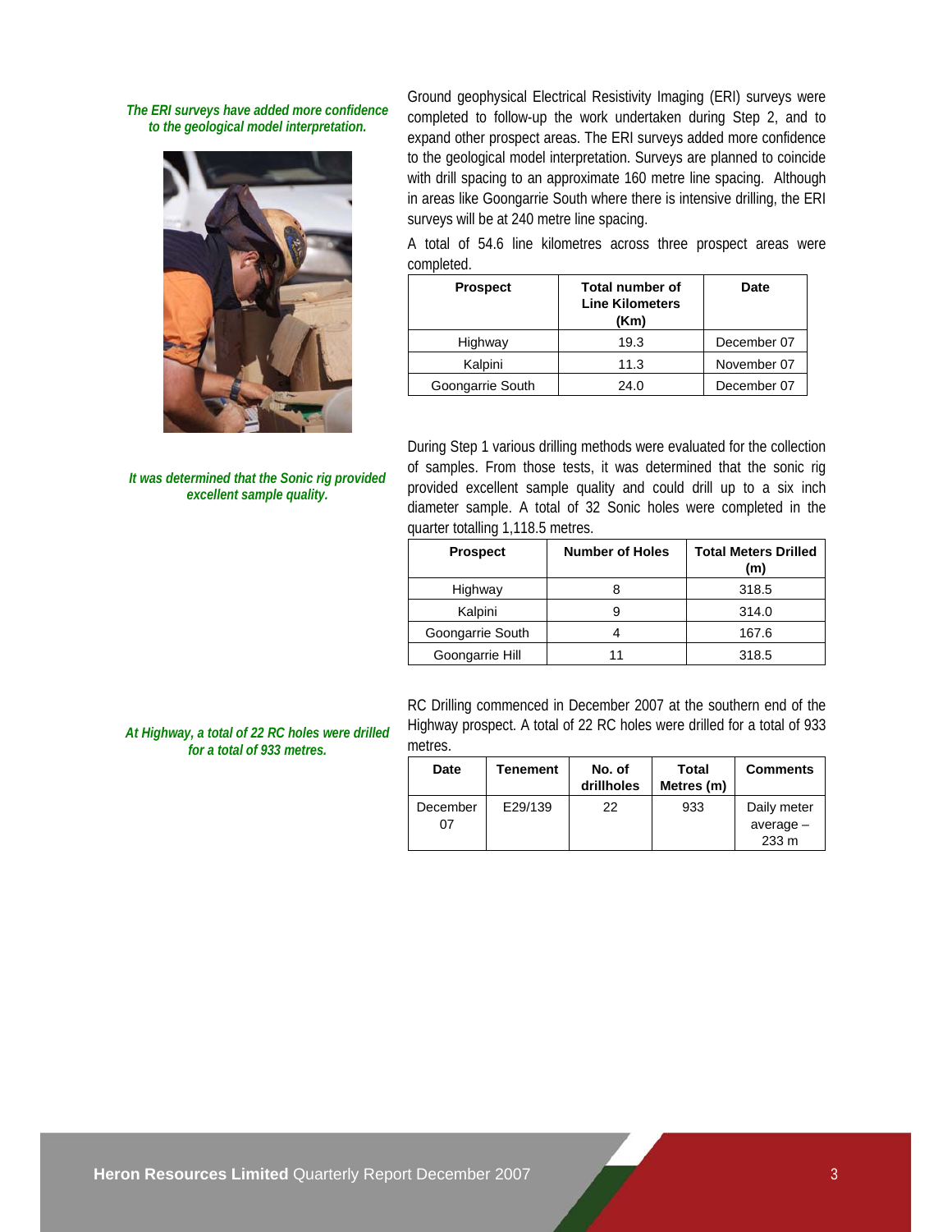*The ERI surveys have added more confidence to the geological model interpretation.*

Ground geophysical Electrical Resistivity Imaging (ERI) surveys were completed to follow-up the work undertaken during Step 2, and to expand other prospect areas. The ERI surveys added more confidence to the geological model interpretation. Surveys are planned to coincide with drill spacing to an approximate 160 metre line spacing. Although in areas like Goongarrie South where there is intensive drilling, the ERI surveys will be at 240 metre line spacing.

A total of 54.6 line kilometres across three prospect areas were completed.

| Prospect | Total number of Line Kilometers (Km) | Date |
|---|---|---|
| Highway | 19.3 | December 07 |
| Kalpini | 11.3 | November 07 |
| Goongarrie South | 24.0 | December 07 |

*It was determined that the Sonic rig provided excellent sample quality.*

During Step 1 various drilling methods were evaluated for the collection of samples. From those tests, it was determined that the sonic rig provided excellent sample quality and could drill up to a six inch diameter sample. A total of 32 Sonic holes were completed in the quarter totalling 1,118.5 metres.

| Prospect | Number of Holes | Total Meters Drilled (m) |
|---|---|---|
| Highway | 8 | 318.5 |
| Kalpini | 9 | 314.0 |
| Goongarrie South | 4 | 167.6 |
| Goongarrie Hill | 11 | 318.5 |

*At Highway, a total of 22 RC holes were drilled for a total of 933 metres.*

RC Drilling commenced in December 2007 at the southern end of the Highway prospect. A total of 22 RC holes were drilled for a total of 933 metres.

| Date | Tenement | No. of drillholes | Total Metres (m) | Comments |
|---|---|---|---|---|
| December 07 | E29/139 | 22 | 933 | Daily meter average – 233 m |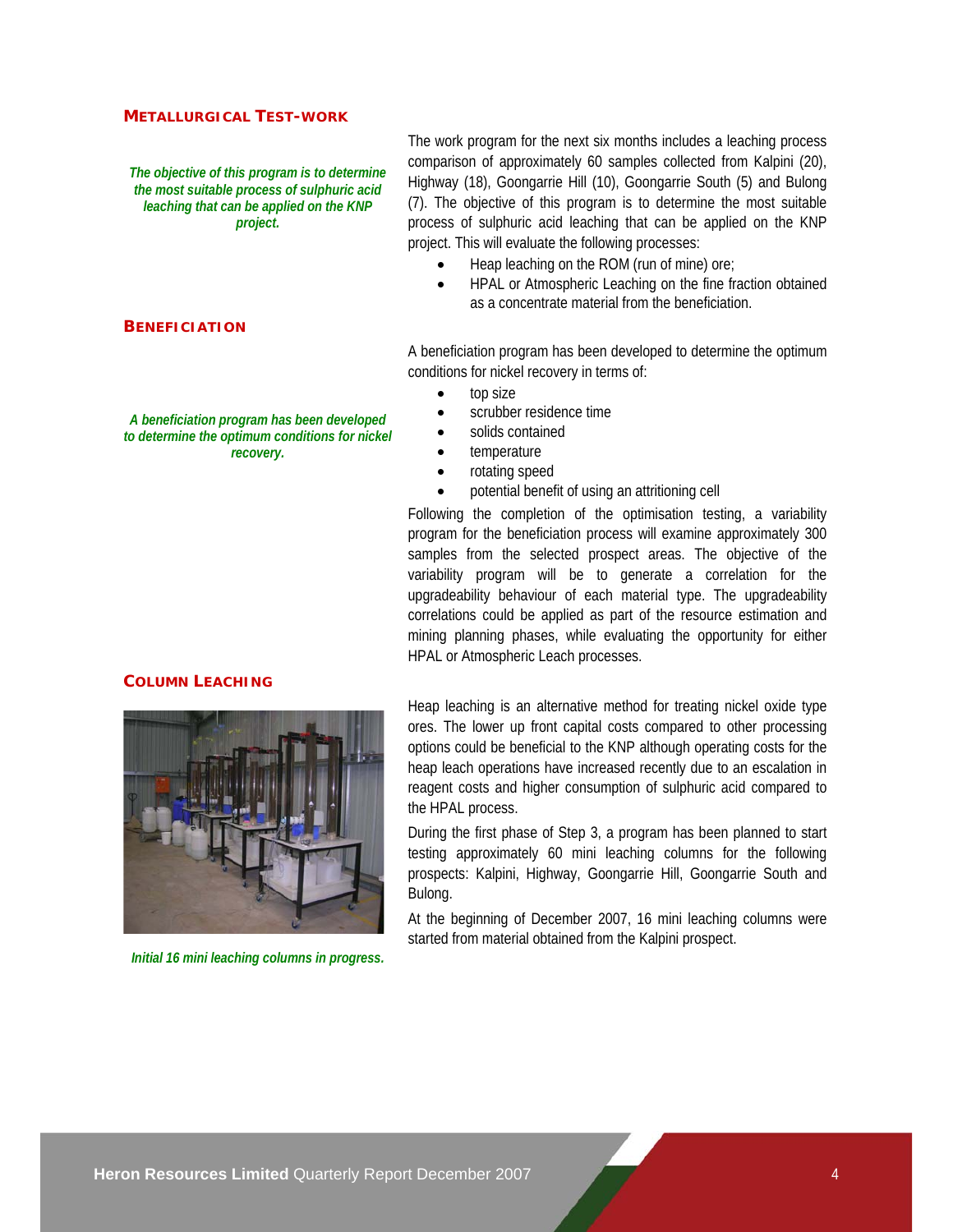## METALLURGICAL TEST-WORK

*The objective of this program is to determine the most suitable process of sulphuric acid leaching that can be applied on the KNP project.*

The work program for the next six months includes a leaching process comparison of approximately 60 samples collected from Kalpini (20), Highway (18), Goongarrie Hill (10), Goongarrie South (5) and Bulong (7). The objective of this program is to determine the most suitable process of sulphuric acid leaching that can be applied on the KNP project. This will evaluate the following processes:

- Heap leaching on the ROM (run of mine) ore;
- HPAL or Atmospheric Leaching on the fine fraction obtained as a concentrate material from the beneficiation.

## BENEFICIATION

*A beneficiation program has been developed to determine the optimum conditions for nickel recovery.*

A beneficiation program has been developed to determine the optimum conditions for nickel recovery in terms of:

- top size
- scrubber residence time
- solids contained
- temperature
- rotating speed
- potential benefit of using an attritioning cell

Following the completion of the optimisation testing, a variability program for the beneficiation process will examine approximately 300 samples from the selected prospect areas. The objective of the variability program will be to generate a correlation for the upgradeability behaviour of each material type. The upgradeability correlations could be applied as part of the resource estimation and mining planning phases, while evaluating the opportunity for either HPAL or Atmospheric Leach processes.

## COLUMN LEACHING

*Initial 16 mini leaching columns in progress.*

Heap leaching is an alternative method for treating nickel oxide type ores. The lower up front capital costs compared to other processing options could be beneficial to the KNP although operating costs for the heap leach operations have increased recently due to an escalation in reagent costs and higher consumption of sulphuric acid compared to the HPAL process.

During the first phase of Step 3, a program has been planned to start testing approximately 60 mini leaching columns for the following prospects: Kalpini, Highway, Goongarrie Hill, Goongarrie South and Bulong.

At the beginning of December 2007, 16 mini leaching columns were started from material obtained from the Kalpini prospect.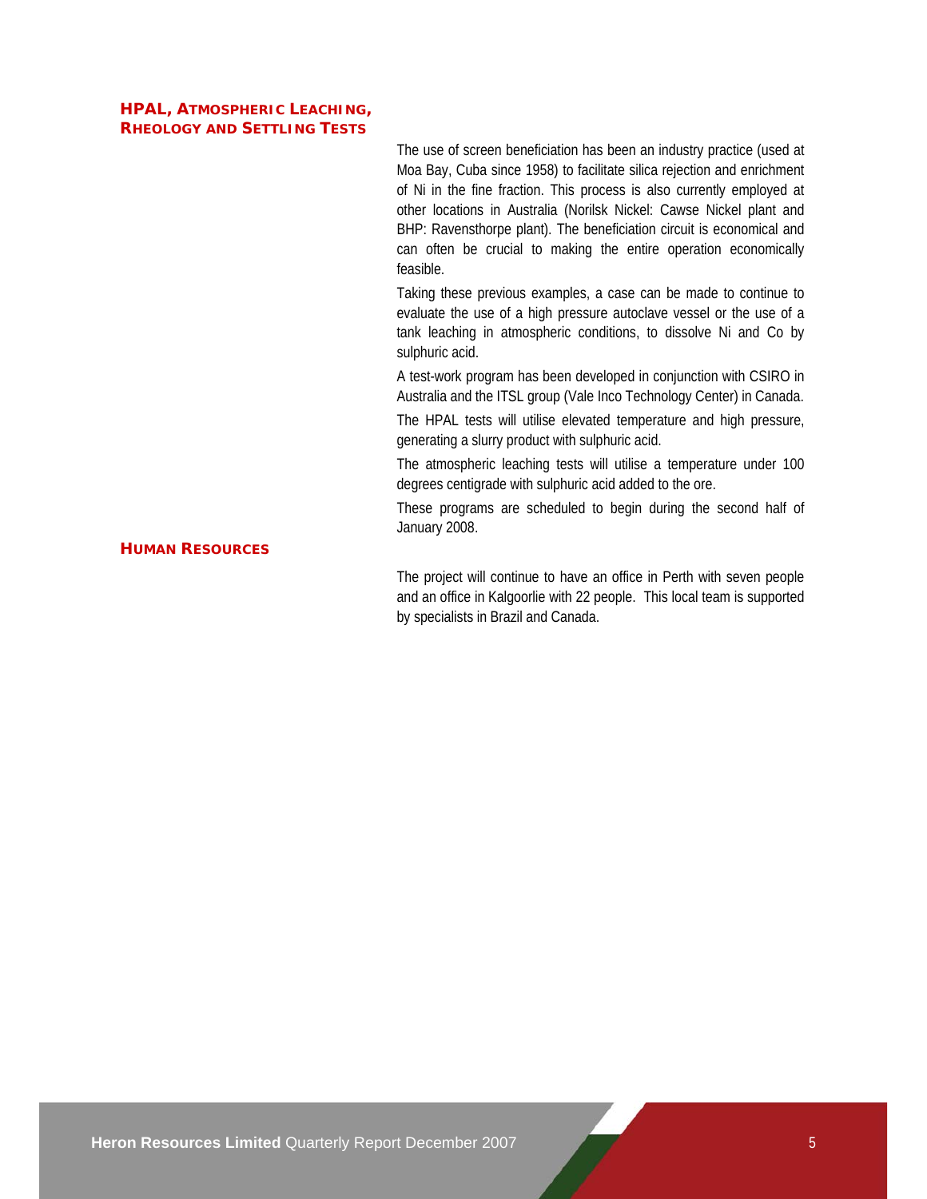## HPAL, Atmospheric Leaching, Rheology and Settling Tests

The use of screen beneficiation has been an industry practice (used at Moa Bay, Cuba since 1958) to facilitate silica rejection and enrichment of Ni in the fine fraction. This process is also currently employed at other locations in Australia (Norilsk Nickel: Cawse Nickel plant and BHP: Ravensthorpe plant). The beneficiation circuit is economical and can often be crucial to making the entire operation economically feasible.

Taking these previous examples, a case can be made to continue to evaluate the use of a high pressure autoclave vessel or the use of a tank leaching in atmospheric conditions, to dissolve Ni and Co by sulphuric acid.

A test-work program has been developed in conjunction with CSIRO in Australia and the ITSL group (Vale Inco Technology Center) in Canada.

The HPAL tests will utilise elevated temperature and high pressure, generating a slurry product with sulphuric acid.

The atmospheric leaching tests will utilise a temperature under 100 degrees centigrade with sulphuric acid added to the ore.

These programs are scheduled to begin during the second half of January 2008.

## Human Resources

The project will continue to have an office in Perth with seven people and an office in Kalgoorlie with 22 people. This local team is supported by specialists in Brazil and Canada.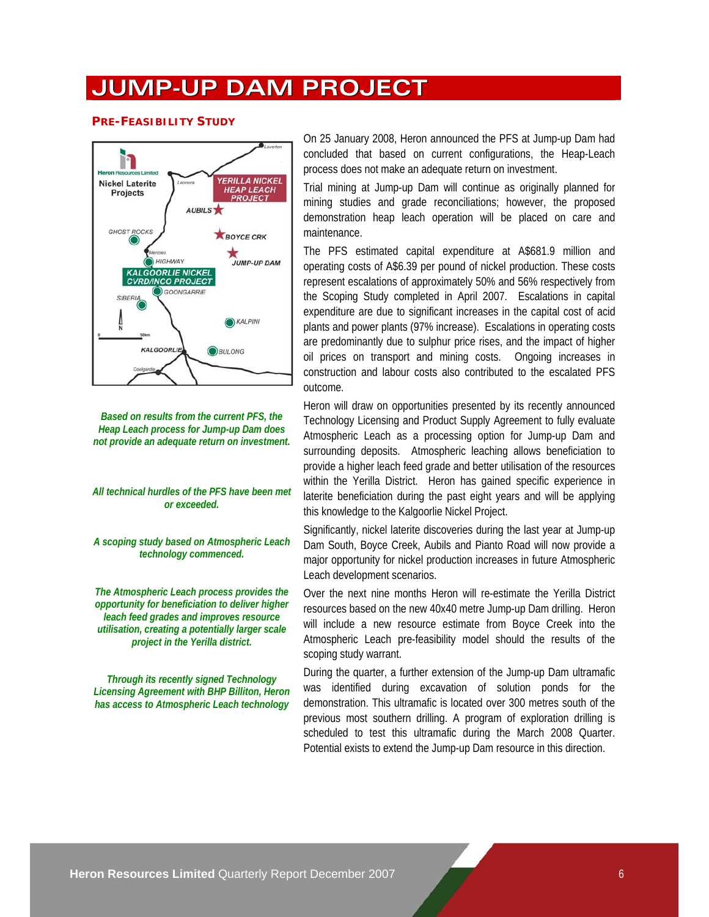# JUMP-UP DAM PROJECT

## PRE-FEASIBILITY STUDY

On 25 January 2008, Heron announced the PFS at Jump-up Dam had concluded that based on current configurations, the Heap-Leach process does not make an adequate return on investment.

Trial mining at Jump-up Dam will continue as originally planned for mining studies and grade reconciliations; however, the proposed demonstration heap leach operation will be placed on care and maintenance.

The PFS estimated capital expenditure at A$681.9 million and operating costs of A$6.39 per pound of nickel production. These costs represent escalations of approximately 50% and 56% respectively from the Scoping Study completed in April 2007. Escalations in capital expenditure are due to significant increases in the capital cost of acid plants and power plants (97% increase). Escalations in operating costs are predominantly due to sulphur price rises, and the impact of higher oil prices on transport and mining costs. Ongoing increases in construction and labour costs also contributed to the escalated PFS outcome.

Heron will draw on opportunities presented by its recently announced Technology Licensing and Product Supply Agreement to fully evaluate Atmospheric Leach as a processing option for Jump-up Dam and surrounding deposits. Atmospheric leaching allows beneficiation to provide a higher leach feed grade and better utilisation of the resources within the Yerilla District. Heron has gained specific experience in laterite beneficiation during the past eight years and will be applying this knowledge to the Kalgoorlie Nickel Project.

Significantly, nickel laterite discoveries during the last year at Jump-up Dam South, Boyce Creek, Aubils and Pianto Road will now provide a major opportunity for nickel production increases in future Atmospheric Leach development scenarios.

Over the next nine months Heron will re-estimate the Yerilla District resources based on the new 40x40 metre Jump-up Dam drilling. Heron will include a new resource estimate from Boyce Creek into the Atmospheric Leach pre-feasibility model should the results of the scoping study warrant.

During the quarter, a further extension of the Jump-up Dam ultramafic was identified during excavation of solution ponds for the demonstration. This ultramafic is located over 300 metres south of the previous most southern drilling. A program of exploration drilling is scheduled to test this ultramafic during the March 2008 Quarter. Potential exists to extend the Jump-up Dam resource in this direction.

*Based on results from the current PFS, the Heap Leach process for Jump-up Dam does not provide an adequate return on investment.*

*All technical hurdles of the PFS have been met or exceeded.*

*A scoping study based on Atmospheric Leach technology commenced.*

*The Atmospheric Leach process provides the opportunity for beneficiation to deliver higher leach feed grades and improves resource utilisation, creating a potentially larger scale project in the Yerilla district.*

*Through its recently signed Technology Licensing Agreement with BHP Billiton, Heron has access to Atmospheric Leach technology*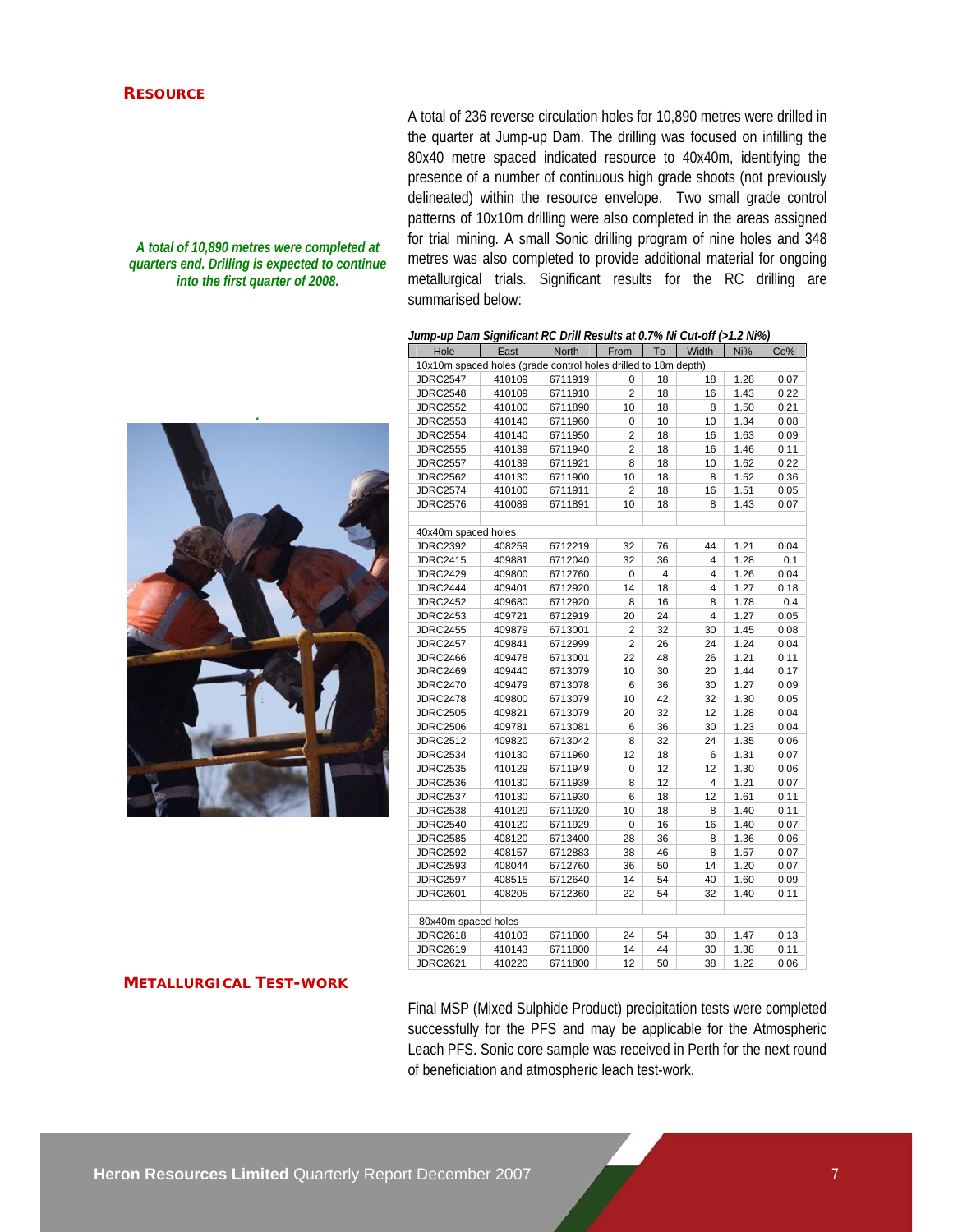## RESOURCE

*A total of 10,890 metres were completed at quarters end. Drilling is expected to continue into the first quarter of 2008.*

A total of 236 reverse circulation holes for 10,890 metres were drilled in the quarter at Jump-up Dam. The drilling was focused on infilling the 80x40 metre spaced indicated resource to 40x40m, identifying the presence of a number of continuous high grade shoots (not previously delineated) within the resource envelope. Two small grade control patterns of 10x10m drilling were also completed in the areas assigned for trial mining. A small Sonic drilling program of nine holes and 348 metres was also completed to provide additional material for ongoing metallurgical trials. Significant results for the RC drilling are summarised below:

***Jump-up Dam Significant RC Drill Results at 0.7% Ni Cut-off (>1.2 Ni%)***

| Hole | East | North | From | To | Width | Ni% | Co% |
|---|---|---|---|---|---|---|---|
| 10x10m spaced holes (grade control holes drilled to 18m depth) | | | | | | | |
| JDRC2547 | 410109 | 6711919 | 0 | 18 | 18 | 1.28 | 0.07 |
| JDRC2548 | 410109 | 6711910 | 2 | 18 | 16 | 1.43 | 0.22 |
| JDRC2552 | 410100 | 6711890 | 10 | 18 | 8 | 1.50 | 0.21 |
| JDRC2553 | 410140 | 6711960 | 0 | 10 | 10 | 1.34 | 0.08 |
| JDRC2554 | 410140 | 6711950 | 2 | 18 | 16 | 1.63 | 0.09 |
| JDRC2555 | 410139 | 6711940 | 2 | 18 | 16 | 1.46 | 0.11 |
| JDRC2557 | 410139 | 6711921 | 8 | 18 | 10 | 1.62 | 0.22 |
| JDRC2562 | 410130 | 6711900 | 10 | 18 | 8 | 1.52 | 0.36 |
| JDRC2574 | 410100 | 6711911 | 2 | 18 | 16 | 1.51 | 0.05 |
| JDRC2576 | 410089 | 6711891 | 10 | 18 | 8 | 1.43 | 0.07 |
| | | | | | | | |
| 40x40m spaced holes | | | | | | | |
| JDRC2392 | 408259 | 6712219 | 32 | 76 | 44 | 1.21 | 0.04 |
| JDRC2415 | 409881 | 6712040 | 32 | 36 | 4 | 1.28 | 0.1 |
| JDRC2429 | 409800 | 6712760 | 0 | 4 | 4 | 1.26 | 0.04 |
| JDRC2444 | 409401 | 6712920 | 14 | 18 | 4 | 1.27 | 0.18 |
| JDRC2452 | 409680 | 6712920 | 8 | 16 | 8 | 1.78 | 0.4 |
| JDRC2453 | 409721 | 6712919 | 20 | 24 | 4 | 1.27 | 0.05 |
| JDRC2455 | 409879 | 6713001 | 2 | 32 | 30 | 1.45 | 0.08 |
| JDRC2457 | 409841 | 6712999 | 2 | 26 | 24 | 1.24 | 0.04 |
| JDRC2466 | 409478 | 6713001 | 22 | 48 | 26 | 1.21 | 0.11 |
| JDRC2469 | 409440 | 6713079 | 10 | 30 | 20 | 1.44 | 0.17 |
| JDRC2470 | 409479 | 6713078 | 6 | 36 | 30 | 1.27 | 0.09 |
| JDRC2478 | 409800 | 6713079 | 10 | 42 | 32 | 1.30 | 0.05 |
| JDRC2505 | 409821 | 6713079 | 20 | 32 | 12 | 1.28 | 0.04 |
| JDRC2506 | 409781 | 6713081 | 6 | 36 | 30 | 1.23 | 0.04 |
| JDRC2512 | 409820 | 6713042 | 8 | 32 | 24 | 1.35 | 0.06 |
| JDRC2534 | 410130 | 6711960 | 12 | 18 | 6 | 1.31 | 0.07 |
| JDRC2535 | 410129 | 6711949 | 0 | 12 | 12 | 1.30 | 0.06 |
| JDRC2536 | 410130 | 6711939 | 8 | 12 | 4 | 1.21 | 0.07 |
| JDRC2537 | 410130 | 6711930 | 6 | 18 | 12 | 1.61 | 0.11 |
| JDRC2538 | 410129 | 6711920 | 10 | 18 | 8 | 1.40 | 0.11 |
| JDRC2540 | 410120 | 6711929 | 0 | 16 | 16 | 1.40 | 0.07 |
| JDRC2585 | 408120 | 6713400 | 28 | 36 | 8 | 1.36 | 0.06 |
| JDRC2592 | 408157 | 6712883 | 38 | 46 | 8 | 1.57 | 0.07 |
| JDRC2593 | 408044 | 6712760 | 36 | 50 | 14 | 1.20 | 0.07 |
| JDRC2597 | 408515 | 6712640 | 14 | 54 | 40 | 1.60 | 0.09 |
| JDRC2601 | 408205 | 6712360 | 22 | 54 | 32 | 1.40 | 0.11 |
| | | | | | | | |
| 80x40m spaced holes | | | | | | | |
| JDRC2618 | 410103 | 6711800 | 24 | 54 | 30 | 1.47 | 0.13 |
| JDRC2619 | 410143 | 6711800 | 14 | 44 | 30 | 1.38 | 0.11 |
| JDRC2621 | 410220 | 6711800 | 12 | 50 | 38 | 1.22 | 0.06 |

## METALLURGICAL TEST-WORK

Final MSP (Mixed Sulphide Product) precipitation tests were completed successfully for the PFS and may be applicable for the Atmospheric Leach PFS. Sonic core sample was received in Perth for the next round of beneficiation and atmospheric leach test-work.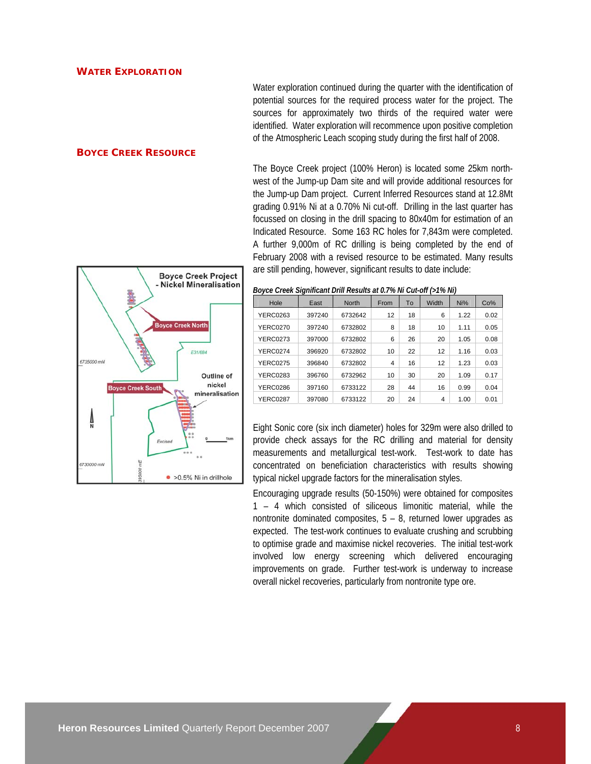## Water Exploration

Water exploration continued during the quarter with the identification of potential sources for the required process water for the project. The sources for approximately two thirds of the required water were identified. Water exploration will recommence upon positive completion of the Atmospheric Leach scoping study during the first half of 2008.

## Boyce Creek Resource

The Boyce Creek project (100% Heron) is located some 25km north-west of the Jump-up Dam site and will provide additional resources for the Jump-up Dam project. Current Inferred Resources stand at 12.8Mt grading 0.91% Ni at a 0.70% Ni cut-off. Drilling in the last quarter has focussed on closing in the drill spacing to 80x40m for estimation of an Indicated Resource. Some 163 RC holes for 7,843m were completed. A further 9,000m of RC drilling is being completed by the end of February 2008 with a revised resource to be estimated. Many results are still pending, however, significant results to date include:

***Boyce Creek Significant Drill Results at 0.7% Ni Cut-off (>1% Ni)***

| Hole | East | North | From | To | Width | Ni% | Co% |
|---|---|---|---|---|---|---|---|
| YERC0263 | 397240 | 6732642 | 12 | 18 | 6 | 1.22 | 0.02 |
| YERC0270 | 397240 | 6732802 | 8 | 18 | 10 | 1.11 | 0.05 |
| YERC0273 | 397000 | 6732802 | 6 | 26 | 20 | 1.05 | 0.08 |
| YERC0274 | 396920 | 6732802 | 10 | 22 | 12 | 1.16 | 0.03 |
| YERC0275 | 396840 | 6732802 | 4 | 16 | 12 | 1.23 | 0.03 |
| YERC0283 | 396760 | 6732962 | 10 | 30 | 20 | 1.09 | 0.17 |
| YERC0286 | 397160 | 6733122 | 28 | 44 | 16 | 0.99 | 0.04 |
| YERC0287 | 397080 | 6733122 | 20 | 24 | 4 | 1.00 | 0.01 |

Boyce Creek Project - Nickel Mineralisation

Eight Sonic core (six inch diameter) holes for 329m were also drilled to provide check assays for the RC drilling and material for density measurements and metallurgical test-work. Test-work to date has concentrated on beneficiation characteristics with results showing typical nickel upgrade factors for the mineralisation styles.

Encouraging upgrade results (50-150%) were obtained for composites 1 – 4 which consisted of siliceous limonitic material, while the nontronite dominated composites, 5 – 8, returned lower upgrades as expected. The test-work continues to evaluate crushing and scrubbing to optimise grade and maximise nickel recoveries. The initial test-work involved low energy screening which delivered encouraging improvements on grade. Further test-work is underway to increase overall nickel recoveries, particularly from nontronite type ore.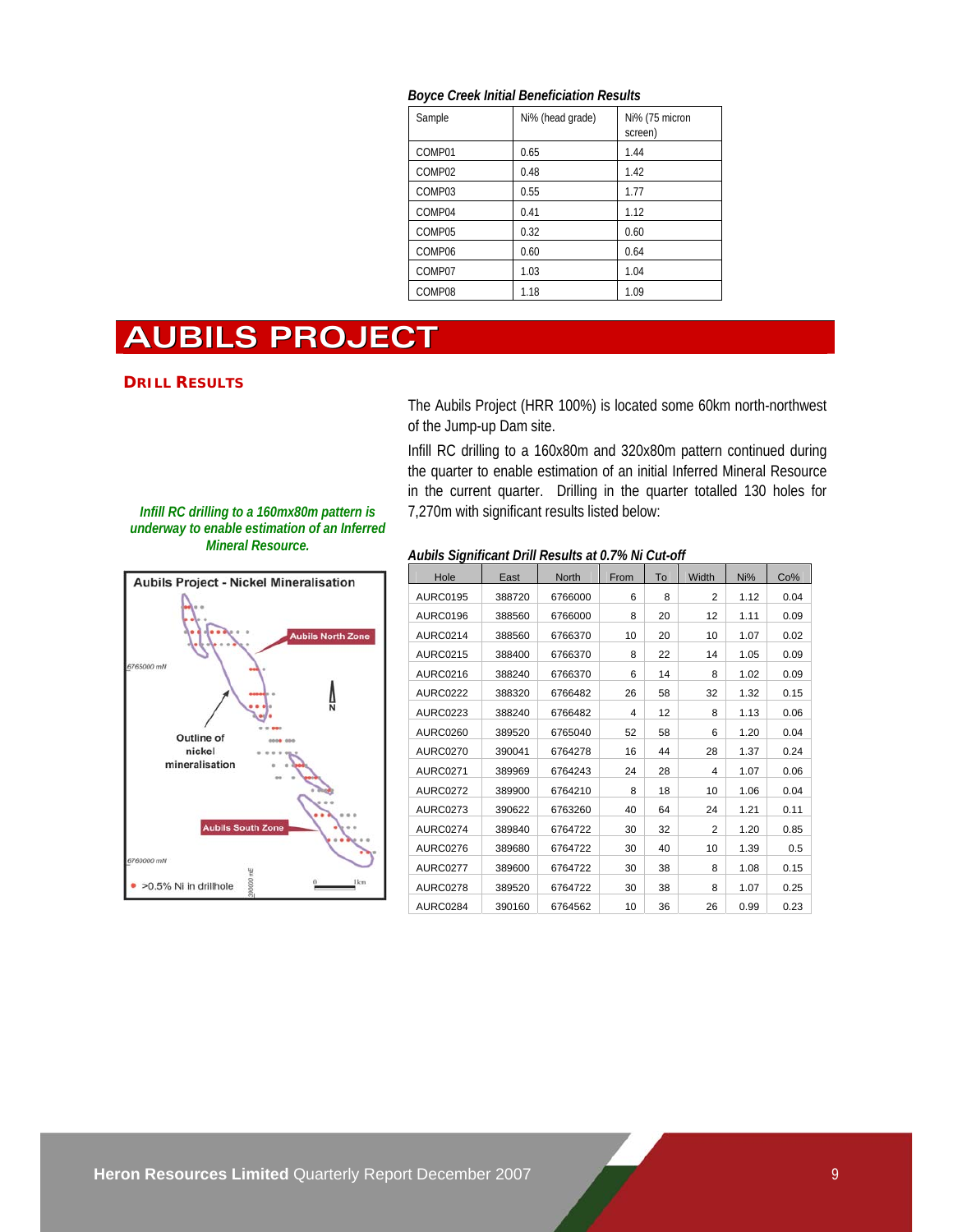***Boyce Creek Initial Beneficiation Results***

| Sample | Ni% (head grade) | Ni% (75 micron screen) |
|---|---|---|
| COMP01 | 0.65 | 1.44 |
| COMP02 | 0.48 | 1.42 |
| COMP03 | 0.55 | 1.77 |
| COMP04 | 0.41 | 1.12 |
| COMP05 | 0.32 | 0.60 |
| COMP06 | 0.60 | 0.64 |
| COMP07 | 1.03 | 1.04 |
| COMP08 | 1.18 | 1.09 |

# AUBILS PROJECT

## DRILL RESULTS

The Aubils Project (HRR 100%) is located some 60km north-northwest of the Jump-up Dam site.

Infill RC drilling to a 160x80m and 320x80m pattern continued during the quarter to enable estimation of an initial Inferred Mineral Resource in the current quarter. Drilling in the quarter totalled 130 holes for 7,270m with significant results listed below:

***Infill RC drilling to a 160mx80m pattern is underway to enable estimation of an Inferred Mineral Resource.***

***Aubils Significant Drill Results at 0.7% Ni Cut-off***

| Hole | East | North | From | To | Width | Ni% | Co% |
|---|---|---|---|---|---|---|---|
| AURC0195 | 388720 | 6766000 | 6 | 8 | 2 | 1.12 | 0.04 |
| AURC0196 | 388560 | 6766000 | 8 | 20 | 12 | 1.11 | 0.09 |
| AURC0214 | 388560 | 6766370 | 10 | 20 | 10 | 1.07 | 0.02 |
| AURC0215 | 388400 | 6766370 | 8 | 22 | 14 | 1.05 | 0.09 |
| AURC0216 | 388240 | 6766370 | 6 | 14 | 8 | 1.02 | 0.09 |
| AURC0222 | 388320 | 6766482 | 26 | 58 | 32 | 1.32 | 0.15 |
| AURC0223 | 388240 | 6766482 | 4 | 12 | 8 | 1.13 | 0.06 |
| AURC0260 | 389520 | 6765040 | 52 | 58 | 6 | 1.20 | 0.04 |
| AURC0270 | 390041 | 6764278 | 16 | 44 | 28 | 1.37 | 0.24 |
| AURC0271 | 389969 | 6764243 | 24 | 28 | 4 | 1.07 | 0.06 |
| AURC0272 | 389900 | 6764210 | 8 | 18 | 10 | 1.06 | 0.04 |
| AURC0273 | 390622 | 6763260 | 40 | 64 | 24 | 1.21 | 0.11 |
| AURC0274 | 389840 | 6764722 | 30 | 32 | 2 | 1.20 | 0.85 |
| AURC0276 | 389680 | 6764722 | 30 | 40 | 10 | 1.39 | 0.5 |
| AURC0277 | 389600 | 6764722 | 30 | 38 | 8 | 1.08 | 0.15 |
| AURC0278 | 389520 | 6764722 | 30 | 38 | 8 | 1.07 | 0.25 |
| AURC0284 | 390160 | 6764562 | 10 | 36 | 26 | 0.99 | 0.23 |

Aubils Project - Nickel Mineralisation

Aubils North Zone

Aubils South Zone

Outline of nickel mineralisation

6765000 mN

6760000 mN

390000 mE

N

0 1km

• >0.5% Ni in drillhole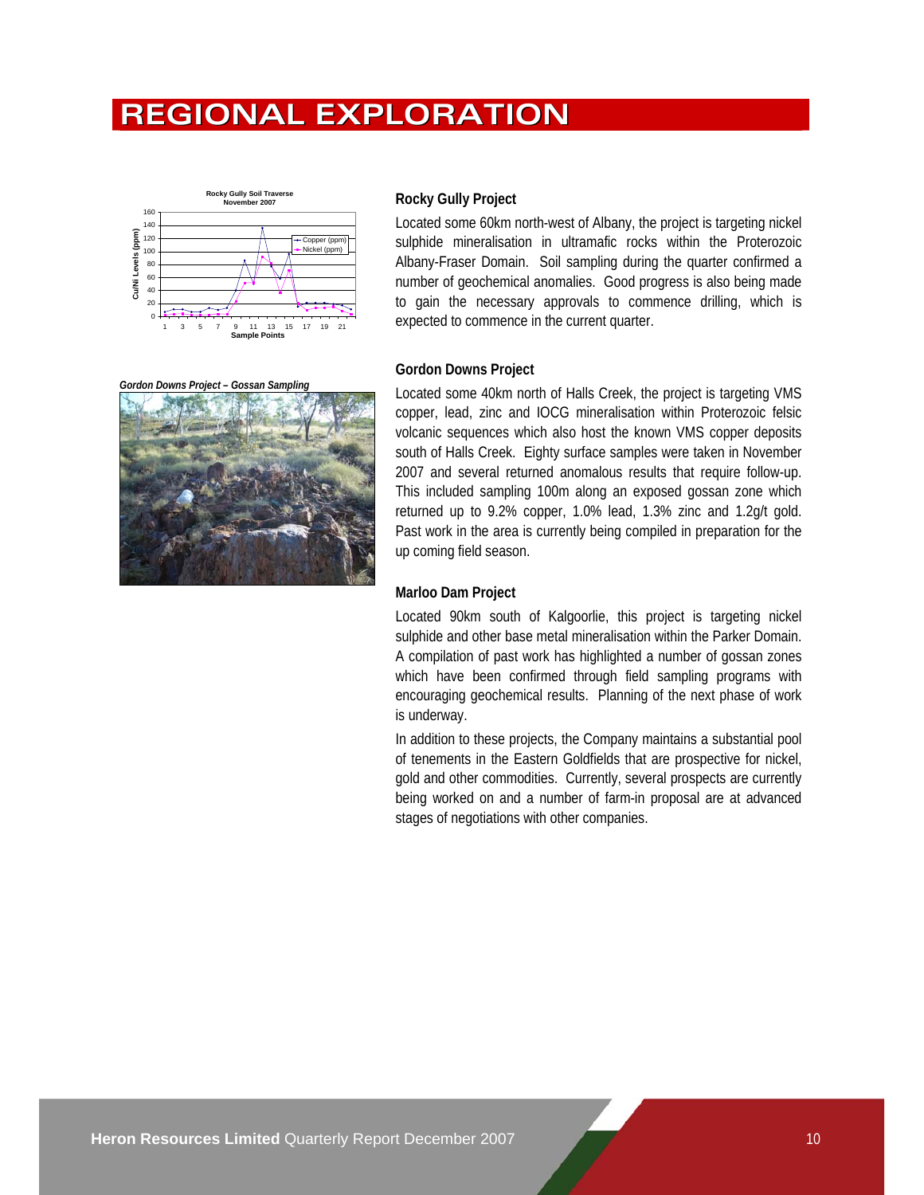# REGIONAL EXPLORATION

### Rocky Gully Project

Located some 60km north-west of Albany, the project is targeting nickel sulphide mineralisation in ultramafic rocks within the Proterozoic Albany-Fraser Domain. Soil sampling during the quarter confirmed a number of geochemical anomalies. Good progress is also being made to gain the necessary approvals to commence drilling, which is expected to commence in the current quarter.

*Gordon Downs Project – Gossan Sampling*

### Gordon Downs Project

Located some 40km north of Halls Creek, the project is targeting VMS copper, lead, zinc and IOCG mineralisation within Proterozoic felsic volcanic sequences which also host the known VMS copper deposits south of Halls Creek. Eighty surface samples were taken in November 2007 and several returned anomalous results that require follow-up. This included sampling 100m along an exposed gossan zone which returned up to 9.2% copper, 1.0% lead, 1.3% zinc and 1.2g/t gold. Past work in the area is currently being compiled in preparation for the up coming field season.

### Marloo Dam Project

Located 90km south of Kalgoorlie, this project is targeting nickel sulphide and other base metal mineralisation within the Parker Domain. A compilation of past work has highlighted a number of gossan zones which have been confirmed through field sampling programs with encouraging geochemical results. Planning of the next phase of work is underway.

In addition to these projects, the Company maintains a substantial pool of tenements in the Eastern Goldfields that are prospective for nickel, gold and other commodities. Currently, several prospects are currently being worked on and a number of farm-in proposal are at advanced stages of negotiations with other companies.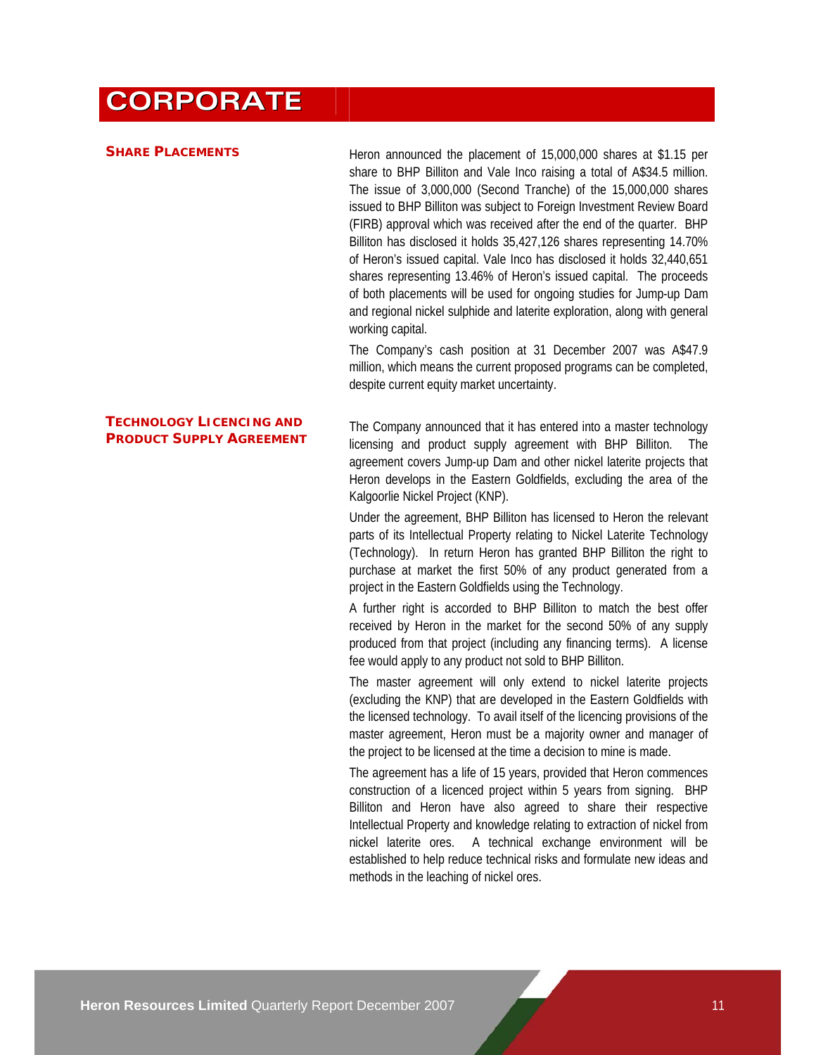# CORPORATE

## Share Placements

Heron announced the placement of 15,000,000 shares at $1.15 per share to BHP Billiton and Vale Inco raising a total of A$34.5 million. The issue of 3,000,000 (Second Tranche) of the 15,000,000 shares issued to BHP Billiton was subject to Foreign Investment Review Board (FIRB) approval which was received after the end of the quarter. BHP Billiton has disclosed it holds 35,427,126 shares representing 14.70% of Heron's issued capital. Vale Inco has disclosed it holds 32,440,651 shares representing 13.46% of Heron's issued capital. The proceeds of both placements will be used for ongoing studies for Jump-up Dam and regional nickel sulphide and laterite exploration, along with general working capital.

The Company's cash position at 31 December 2007 was A$47.9 million, which means the current proposed programs can be completed, despite current equity market uncertainty.

## Technology Licencing and Product Supply Agreement

The Company announced that it has entered into a master technology licensing and product supply agreement with BHP Billiton. The agreement covers Jump-up Dam and other nickel laterite projects that Heron develops in the Eastern Goldfields, excluding the area of the Kalgoorlie Nickel Project (KNP).

Under the agreement, BHP Billiton has licensed to Heron the relevant parts of its Intellectual Property relating to Nickel Laterite Technology (Technology). In return Heron has granted BHP Billiton the right to purchase at market the first 50% of any product generated from a project in the Eastern Goldfields using the Technology.

A further right is accorded to BHP Billiton to match the best offer received by Heron in the market for the second 50% of any supply produced from that project (including any financing terms). A license fee would apply to any product not sold to BHP Billiton.

The master agreement will only extend to nickel laterite projects (excluding the KNP) that are developed in the Eastern Goldfields with the licensed technology. To avail itself of the licencing provisions of the master agreement, Heron must be a majority owner and manager of the project to be licensed at the time a decision to mine is made.

The agreement has a life of 15 years, provided that Heron commences construction of a licenced project within 5 years from signing. BHP Billiton and Heron have also agreed to share their respective Intellectual Property and knowledge relating to extraction of nickel from nickel laterite ores. A technical exchange environment will be established to help reduce technical risks and formulate new ideas and methods in the leaching of nickel ores.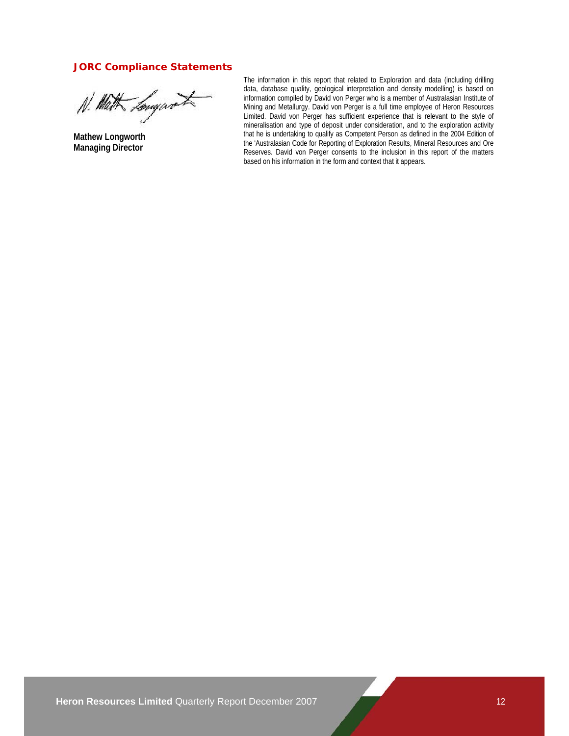## JORC Compliance Statements

**Mathew Longworth**
**Managing Director**

The information in this report that related to Exploration and data (including drilling data, database quality, geological interpretation and density modelling) is based on information compiled by David von Perger who is a member of Australasian Institute of Mining and Metallurgy. David von Perger is a full time employee of Heron Resources Limited. David von Perger has sufficient experience that is relevant to the style of mineralisation and type of deposit under consideration, and to the exploration activity that he is undertaking to qualify as Competent Person as defined in the 2004 Edition of the 'Australasian Code for Reporting of Exploration Results, Mineral Resources and Ore Reserves. David von Perger consents to the inclusion in this report of the matters based on his information in the form and context that it appears.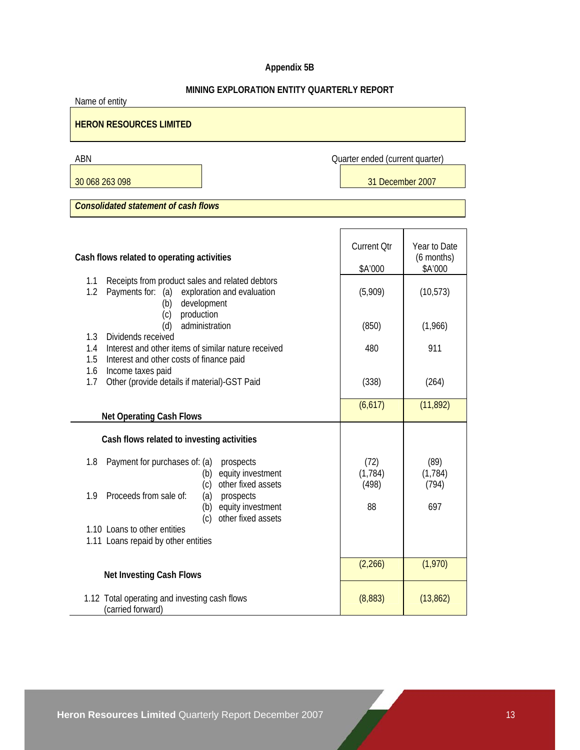**Appendix 5B**

**MINING EXPLORATION ENTITY QUARTERLY REPORT**

Name of entity

**HERON RESOURCES LIMITED**

| ABN | Quarter ended (current quarter) |
|---|---|
| 30 068 263 098 | 31 December 2007 |

***Consolidated statement of cash flows***

| **Cash flows related to operating activities** | Current Qtr $A'000 | Year to Date (6 months) $A'000 |
|---|---|---|
| 1.1 Receipts from product sales and related debtors | | |
| 1.2 Payments for: (a) exploration and evaluation | (5,909) | (10,573) |
| (b) development | | |
| (c) production | | |
| (d) administration | (850) | (1,966) |
| 1.3 Dividends received | | |
| 1.4 Interest and other items of similar nature received | 480 | 911 |
| 1.5 Interest and other costs of finance paid | | |
| 1.6 Income taxes paid | | |
| 1.7 Other (provide details if material)-GST Paid | (338) | (264) |
| **Net Operating Cash Flows** | (6,617) | (11,892) |
| **Cash flows related to investing activities** | | |
| 1.8 Payment for purchases of: (a) prospects | (72) | (89) |
| (b) equity investment | (1,784) | (1,784) |
| (c) other fixed assets | (498) | (794) |
| 1.9 Proceeds from sale of: (a) prospects | | |
| (b) equity investment | 88 | 697 |
| (c) other fixed assets | | |
| 1.10 Loans to other entities | | |
| 1.11 Loans repaid by other entities | | |
| **Net Investing Cash Flows** | (2,266) | (1,970) |
| 1.12 Total operating and investing cash flows (carried forward) | (8,883) | (13,862) |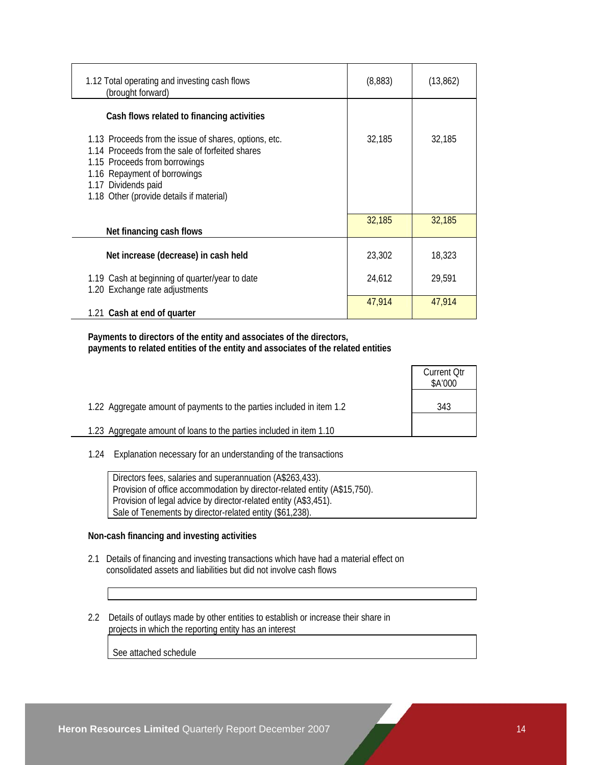| | | |
|---|---|---|
| 1.12 Total operating and investing cash flows (brought forward) | (8,883) | (13,862) |
| **Cash flows related to financing activities** | | |
| 1.13 Proceeds from the issue of shares, options, etc. | 32,185 | 32,185 |
| 1.14 Proceeds from the sale of forfeited shares | | |
| 1.15 Proceeds from borrowings | | |
| 1.16 Repayment of borrowings | | |
| 1.17 Dividends paid | | |
| 1.18 Other (provide details if material) | | |
| **Net financing cash flows** | 32,185 | 32,185 |
| **Net increase (decrease) in cash held** | 23,302 | 18,323 |
| 1.19 Cash at beginning of quarter/year to date | 24,612 | 29,591 |
| 1.20 Exchange rate adjustments | | |
| 1.21 **Cash at end of quarter** | 47,914 | 47,914 |

**Payments to directors of the entity and associates of the directors, payments to related entities of the entity and associates of the related entities**

| | Current Qtr $A'000 |
|---|---|
| 1.22 Aggregate amount of payments to the parties included in item 1.2 | 343 |
| 1.23 Aggregate amount of loans to the parties included in item 1.10 | |

1.24 Explanation necessary for an understanding of the transactions

Directors fees, salaries and superannuation (A$263,433).
Provision of office accommodation by director-related entity (A$15,750).
Provision of legal advice by director-related entity (A$3,451).
Sale of Tenements by director-related entity ($61,238).

**Non-cash financing and investing activities**

2.1 Details of financing and investing transactions which have had a material effect on consolidated assets and liabilities but did not involve cash flows

2.2 Details of outlays made by other entities to establish or increase their share in projects in which the reporting entity has an interest

See attached schedule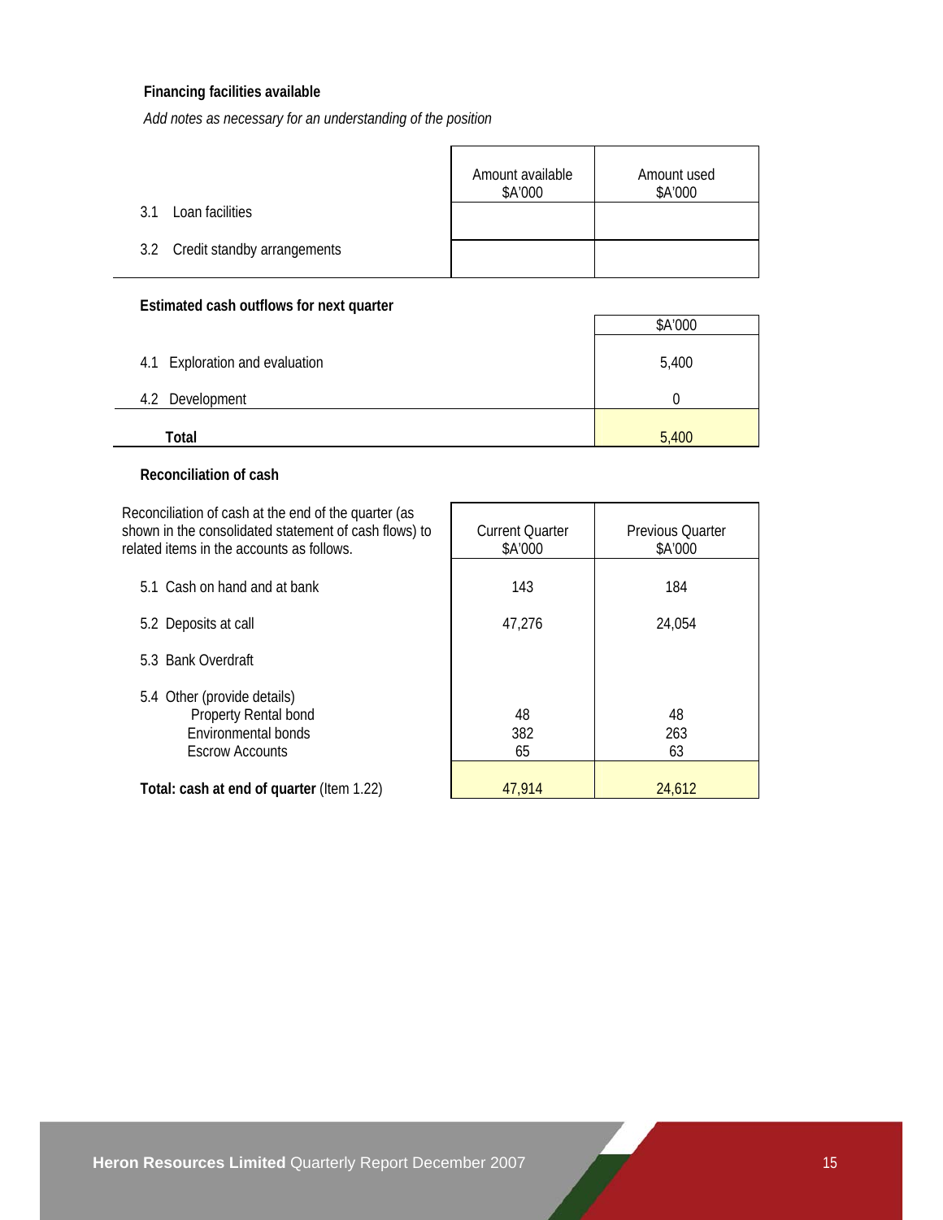### Financing facilities available

*Add notes as necessary for an understanding of the position*

| | Amount available $A'000 | Amount used $A'000 |
|---|---|---|
| 3.1 Loan facilities | | |
| 3.2 Credit standby arrangements | | |

### Estimated cash outflows for next quarter

| | $A'000 |
|---|---|
| 4.1 Exploration and evaluation | 5,400 |
| 4.2 Development | 0 |
| **Total** | 5,400 |

### Reconciliation of cash

| Reconciliation of cash at the end of the quarter (as shown in the consolidated statement of cash flows) to related items in the accounts as follows. | Current Quarter $A'000 | Previous Quarter $A'000 |
|---|---|---|
| 5.1 Cash on hand and at bank | 143 | 184 |
| 5.2 Deposits at call | 47,276 | 24,054 |
| 5.3 Bank Overdraft | | |
| 5.4 Other (provide details) | | |
| Property Rental bond | 48 | 48 |
| Environmental bonds | 382 | 263 |
| Escrow Accounts | 65 | 63 |
| **Total: cash at end of quarter** (Item 1.22) | 47,914 | 24,612 |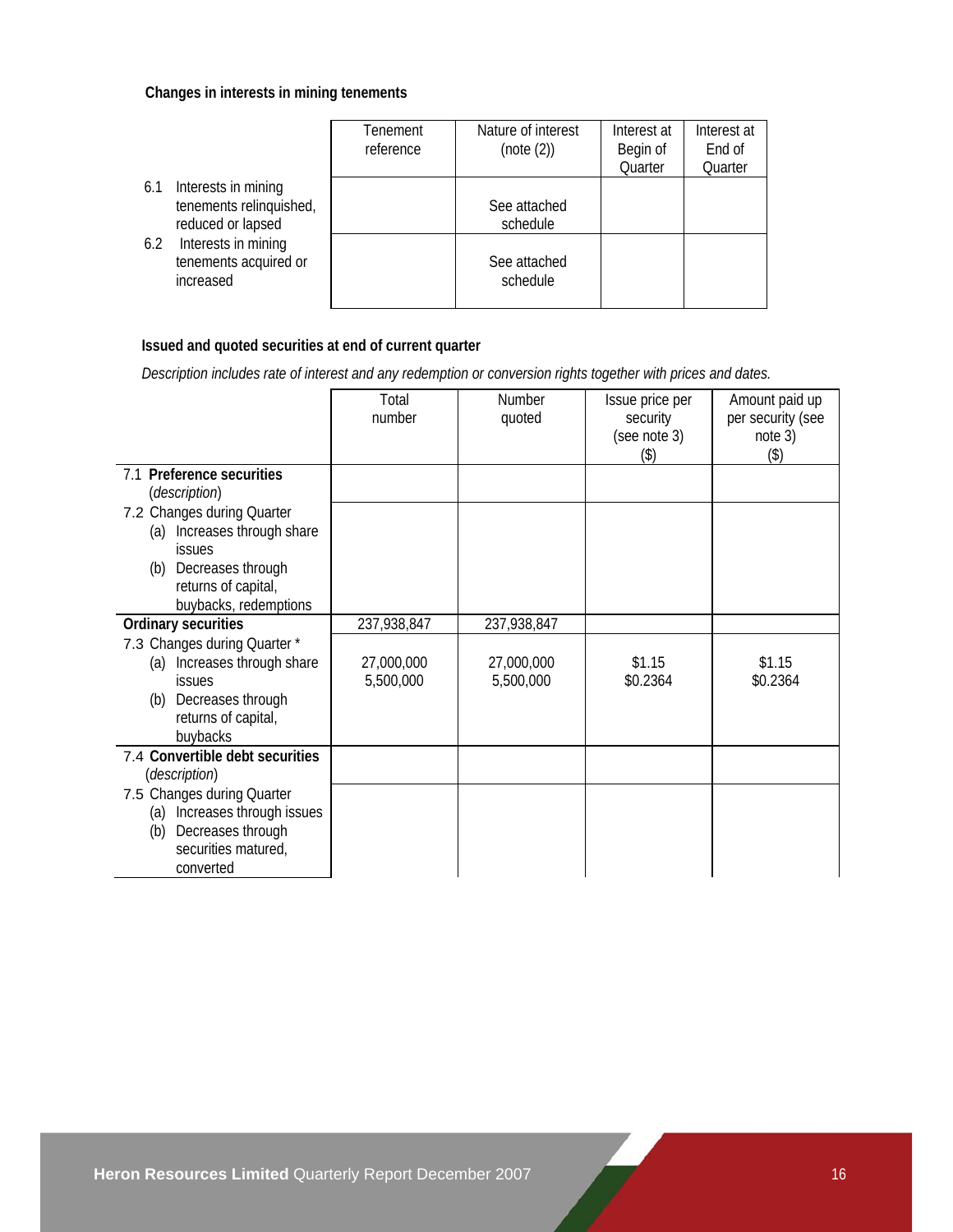**Changes in interests in mining tenements**

| | Tenement reference | Nature of interest (note (2)) | Interest at Begin of Quarter | Interest at End of Quarter |
|---|---|---|---|---|
| 6.1 Interests in mining tenements relinquished, reduced or lapsed | | See attached schedule | | |
| 6.2 Interests in mining tenements acquired or increased | | See attached schedule | | |

**Issued and quoted securities at end of current quarter**

*Description includes rate of interest and any redemption or conversion rights together with prices and dates.*

| | Total number | Number quoted | Issue price per security (see note 3) ($) | Amount paid up per security (see note 3) ($) |
|---|---|---|---|---|
| 7.1 **Preference securities** (*description*) | | | | |
| 7.2 Changes during Quarter (a) Increases through share issues (b) Decreases through returns of capital, buybacks, redemptions | | | | |
| **Ordinary securities** | 237,938,847 | 237,938,847 | | |
| 7.3 Changes during Quarter * (a) Increases through share issues (b) Decreases through returns of capital, buybacks | 27,000,000<br>5,500,000 | 27,000,000<br>5,500,000 | $1.15<br>$0.2364 | $1.15<br>$0.2364 |
| 7.4 **Convertible debt securities** (*description*) | | | | |
| 7.5 Changes during Quarter (a) Increases through issues (b) Decreases through securities matured, converted | | | | |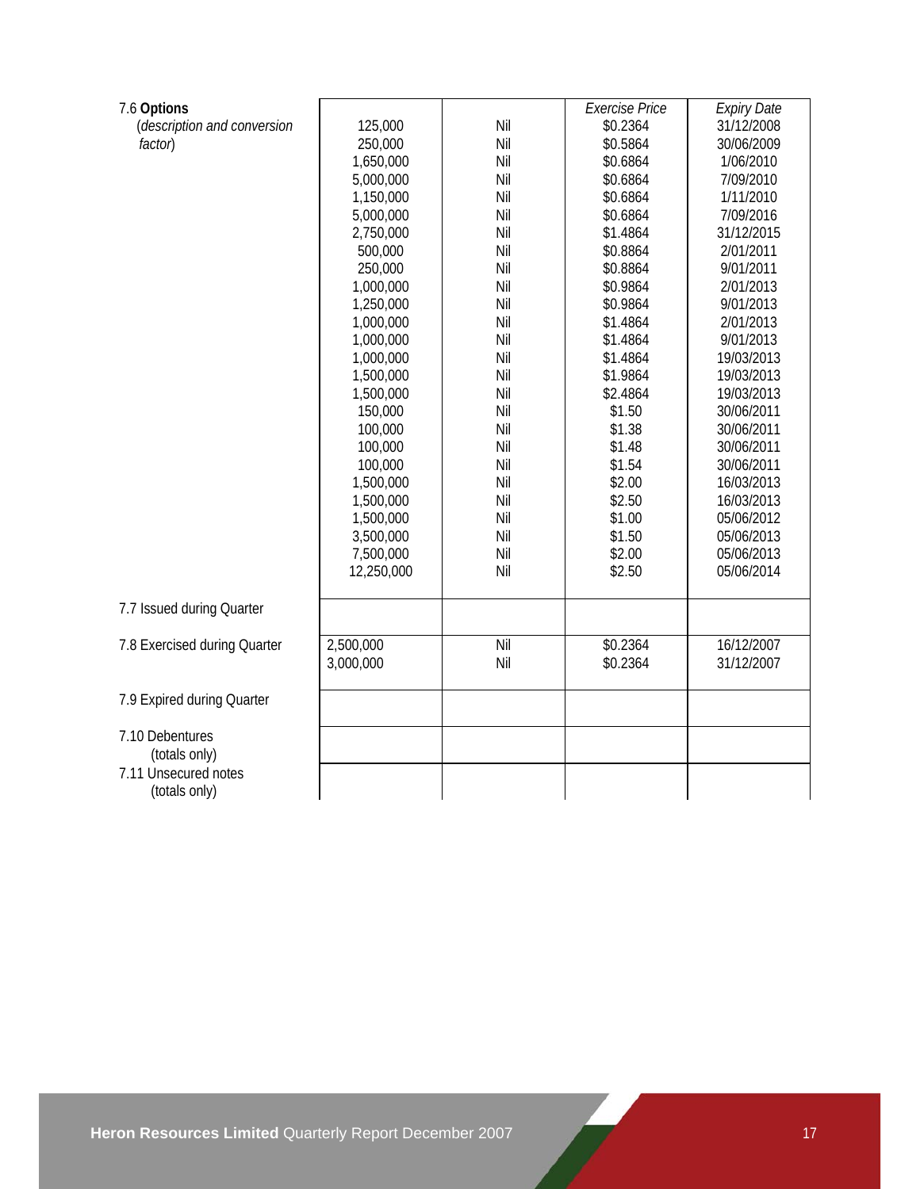| 7.6 **Options** *(description and conversion factor)* | | | *Exercise Price* | *Expiry Date* |
|---|---|---|---|---|
| | 125,000 | Nil | $0.2364 | 31/12/2008 |
| | 250,000 | Nil | $0.5864 | 30/06/2009 |
| | 1,650,000 | Nil | $0.6864 | 1/06/2010 |
| | 5,000,000 | Nil | $0.6864 | 7/09/2010 |
| | 1,150,000 | Nil | $0.6864 | 1/11/2010 |
| | 5,000,000 | Nil | $0.6864 | 7/09/2016 |
| | 2,750,000 | Nil | $1.4864 | 31/12/2015 |
| | 500,000 | Nil | $0.8864 | 2/01/2011 |
| | 250,000 | Nil | $0.8864 | 9/01/2011 |
| | 1,000,000 | Nil | $0.9864 | 2/01/2013 |
| | 1,250,000 | Nil | $0.9864 | 9/01/2013 |
| | 1,000,000 | Nil | $1.4864 | 2/01/2013 |
| | 1,000,000 | Nil | $1.4864 | 9/01/2013 |
| | 1,000,000 | Nil | $1.4864 | 19/03/2013 |
| | 1,500,000 | Nil | $1.9864 | 19/03/2013 |
| | 1,500,000 | Nil | $2.4864 | 19/03/2013 |
| | 150,000 | Nil | $1.50 | 30/06/2011 |
| | 100,000 | Nil | $1.38 | 30/06/2011 |
| | 100,000 | Nil | $1.48 | 30/06/2011 |
| | 100,000 | Nil | $1.54 | 30/06/2011 |
| | 1,500,000 | Nil | $2.00 | 16/03/2013 |
| | 1,500,000 | Nil | $2.50 | 16/03/2013 |
| | 1,500,000 | Nil | $1.00 | 05/06/2012 |
| | 3,500,000 | Nil | $1.50 | 05/06/2013 |
| | 7,500,000 | Nil | $2.00 | 05/06/2013 |
| | 12,250,000 | Nil | $2.50 | 05/06/2014 |
| 7.7 Issued during Quarter | | | | |
| 7.8 Exercised during Quarter | 2,500,000 | Nil | $0.2364 | 16/12/2007 |
| | 3,000,000 | Nil | $0.2364 | 31/12/2007 |
| 7.9 Expired during Quarter | | | | |
| 7.10 Debentures (totals only) | | | | |
| 7.11 Unsecured notes (totals only) | | | | |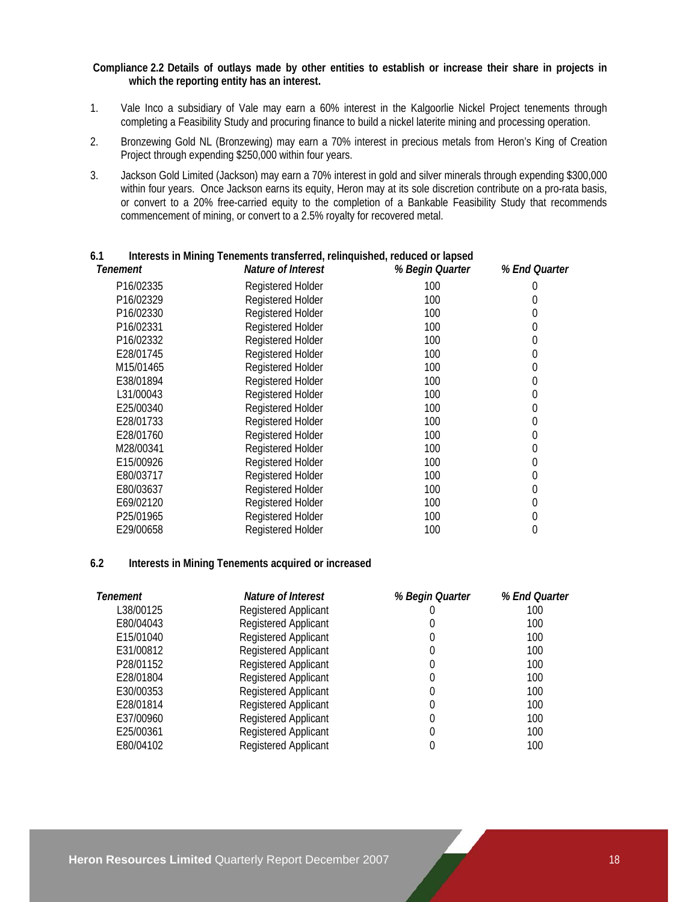**Compliance 2.2 Details of outlays made by other entities to establish or increase their share in projects in which the reporting entity has an interest.**

1. Vale Inco a subsidiary of Vale may earn a 60% interest in the Kalgoorlie Nickel Project tenements through completing a Feasibility Study and procuring finance to build a nickel laterite mining and processing operation.
2. Bronzewing Gold NL (Bronzewing) may earn a 70% interest in precious metals from Heron's King of Creation Project through expending $250,000 within four years.
3. Jackson Gold Limited (Jackson) may earn a 70% interest in gold and silver minerals through expending $300,000 within four years. Once Jackson earns its equity, Heron may at its sole discretion contribute on a pro-rata basis, or convert to a 20% free-carried equity to the completion of a Bankable Feasibility Study that recommends commencement of mining, or convert to a 2.5% royalty for recovered metal.

### 6.1 Interests in Mining Tenements transferred, relinquished, reduced or lapsed

| *Tenement* | *Nature of Interest* | *% Begin Quarter* | *% End Quarter* |
|---|---|---|---|
| P16/02335 | Registered Holder | 100 | 0 |
| P16/02329 | Registered Holder | 100 | 0 |
| P16/02330 | Registered Holder | 100 | 0 |
| P16/02331 | Registered Holder | 100 | 0 |
| P16/02332 | Registered Holder | 100 | 0 |
| E28/01745 | Registered Holder | 100 | 0 |
| M15/01465 | Registered Holder | 100 | 0 |
| E38/01894 | Registered Holder | 100 | 0 |
| L31/00043 | Registered Holder | 100 | 0 |
| E25/00340 | Registered Holder | 100 | 0 |
| E28/01733 | Registered Holder | 100 | 0 |
| E28/01760 | Registered Holder | 100 | 0 |
| M28/00341 | Registered Holder | 100 | 0 |
| E15/00926 | Registered Holder | 100 | 0 |
| E80/03717 | Registered Holder | 100 | 0 |
| E80/03637 | Registered Holder | 100 | 0 |
| E69/02120 | Registered Holder | 100 | 0 |
| P25/01965 | Registered Holder | 100 | 0 |
| E29/00658 | Registered Holder | 100 | 0 |

### 6.2 Interests in Mining Tenements acquired or increased

| *Tenement* | *Nature of Interest* | *% Begin Quarter* | *% End Quarter* |
|---|---|---|---|
| L38/00125 | Registered Applicant | 0 | 100 |
| E80/04043 | Registered Applicant | 0 | 100 |
| E15/01040 | Registered Applicant | 0 | 100 |
| E31/00812 | Registered Applicant | 0 | 100 |
| P28/01152 | Registered Applicant | 0 | 100 |
| E28/01804 | Registered Applicant | 0 | 100 |
| E30/00353 | Registered Applicant | 0 | 100 |
| E28/01814 | Registered Applicant | 0 | 100 |
| E37/00960 | Registered Applicant | 0 | 100 |
| E25/00361 | Registered Applicant | 0 | 100 |
| E80/04102 | Registered Applicant | 0 | 100 |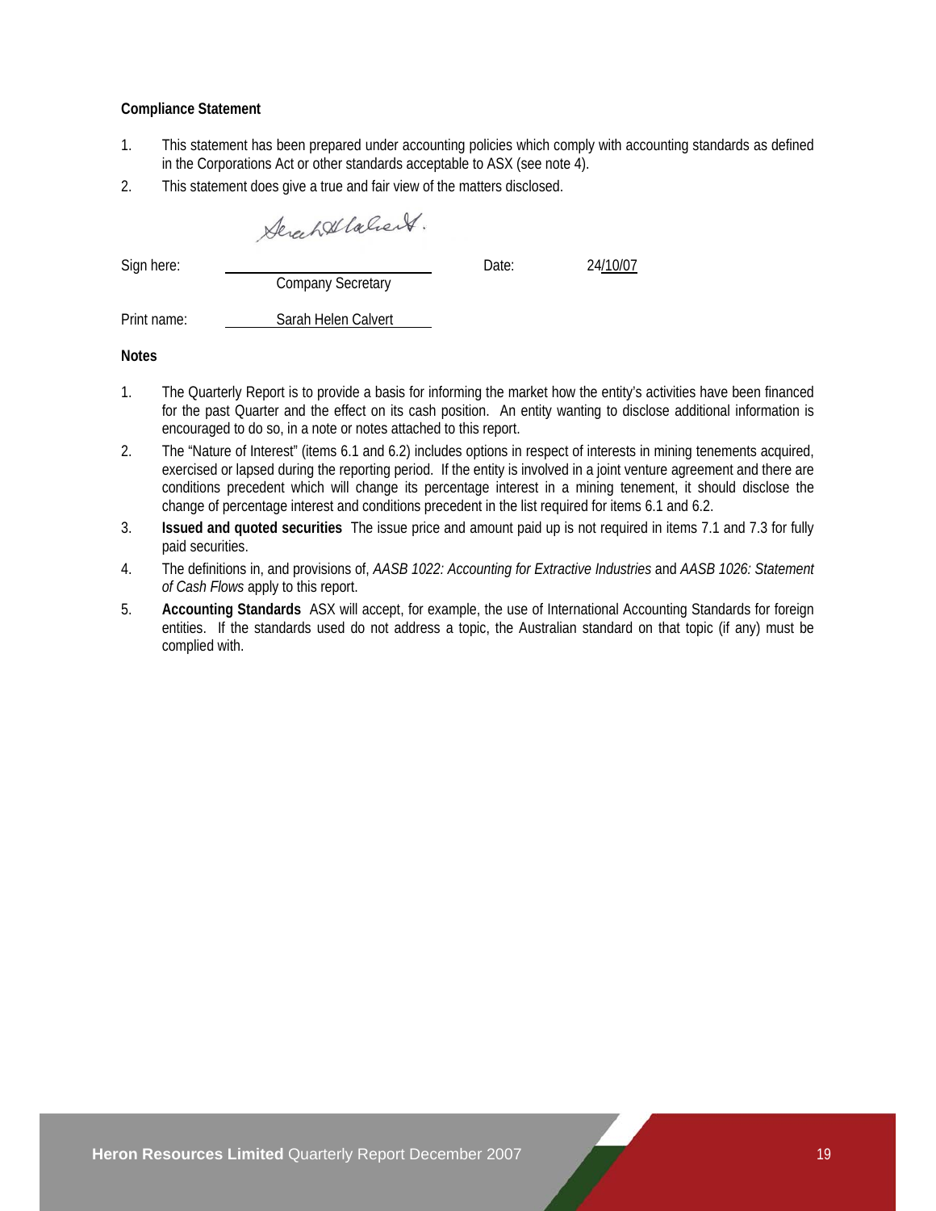**Compliance Statement**

1. This statement has been prepared under accounting policies which comply with accounting standards as defined in the Corporations Act or other standards acceptable to ASX (see note 4).
2. This statement does give a true and fair view of the matters disclosed.

| | | | |
|---|---|---|---|
| Sign here: | \_\_\_\_\_\_\_\_\_\_\_\_\_\_\_\_\_\_\_\_<br>Company Secretary | Date: | 24/10/07 |
| Print name: | Sarah Helen Calvert | | |

**Notes**

1. The Quarterly Report is to provide a basis for informing the market how the entity's activities have been financed for the past Quarter and the effect on its cash position. An entity wanting to disclose additional information is encouraged to do so, in a note or notes attached to this report.
2. The "Nature of Interest" (items 6.1 and 6.2) includes options in respect of interests in mining tenements acquired, exercised or lapsed during the reporting period. If the entity is involved in a joint venture agreement and there are conditions precedent which will change its percentage interest in a mining tenement, it should disclose the change of percentage interest and conditions precedent in the list required for items 6.1 and 6.2.
3. **Issued and quoted securities** The issue price and amount paid up is not required in items 7.1 and 7.3 for fully paid securities.
4. The definitions in, and provisions of, *AASB 1022: Accounting for Extractive Industries* and *AASB 1026: Statement of Cash Flows* apply to this report.
5. **Accounting Standards** ASX will accept, for example, the use of International Accounting Standards for foreign entities. If the standards used do not address a topic, the Australian standard on that topic (if any) must be complied with.